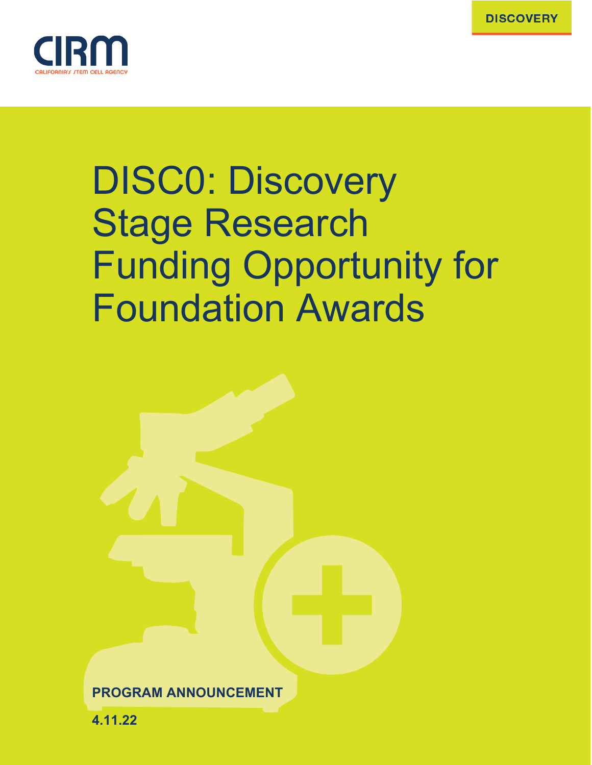DISCOVERY

CIRM

CALIFORNIA'S STEM CELL AGENCY

# DISC0: Discovery Stage Research Funding Opportunity for Foundation Awards

**PROGRAM ANNOUNCEMENT**

**4.11.22**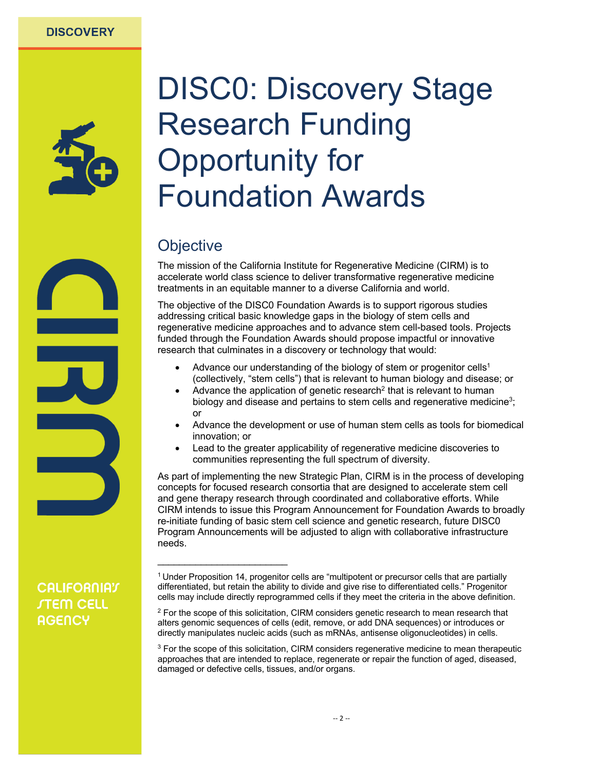# DISC0: Discovery Stage Research Funding Opportunity for Foundation Awards

## Objective

The mission of the California Institute for Regenerative Medicine (CIRM) is to accelerate world class science to deliver transformative regenerative medicine treatments in an equitable manner to a diverse California and world.

The objective of the DISC0 Foundation Awards is to support rigorous studies addressing critical basic knowledge gaps in the biology of stem cells and regenerative medicine approaches and to advance stem cell-based tools. Projects funded through the Foundation Awards should propose impactful or innovative research that culminates in a discovery or technology that would:

- Advance our understanding of the biology of stem or progenitor cells[1] (collectively, "stem cells") that is relevant to human biology and disease; or
- Advance the application of genetic research[2] that is relevant to human biology and disease and pertains to stem cells and regenerative medicine[3]; or
- Advance the development or use of human stem cells as tools for biomedical innovation; or
- Lead to the greater applicability of regenerative medicine discoveries to communities representing the full spectrum of diversity.

As part of implementing the new Strategic Plan, CIRM is in the process of developing concepts for focused research consortia that are designed to accelerate stem cell and gene therapy research through coordinated and collaborative efforts. While CIRM intends to issue this Program Announcement for Foundation Awards to broadly re-initiate funding of basic stem cell science and genetic research, future DISC0 Program Announcements will be adjusted to align with collaborative infrastructure needs.

---

[1] Under Proposition 14, progenitor cells are "multipotent or precursor cells that are partially differentiated, but retain the ability to divide and give rise to differentiated cells." Progenitor cells may include directly reprogrammed cells if they meet the criteria in the above definition.

[2] For the scope of this solicitation, CIRM considers genetic research to mean research that alters genomic sequences of cells (edit, remove, or add DNA sequences) or introduces or directly manipulates nucleic acids (such as mRNAs, antisense oligonucleotides) in cells.

[3] For the scope of this solicitation, CIRM considers regenerative medicine to mean therapeutic approaches that are intended to replace, regenerate or repair the function of aged, diseased, damaged or defective cells, tissues, and/or organs.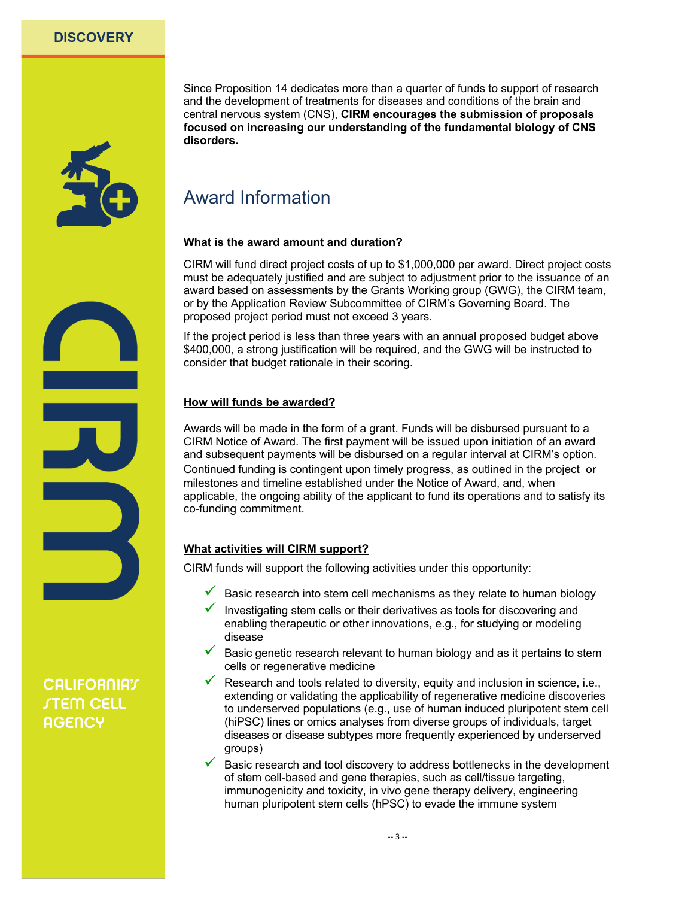Since Proposition 14 dedicates more than a quarter of funds to support of research and the development of treatments for diseases and conditions of the brain and central nervous system (CNS), **CIRM encourages the submission of proposals focused on increasing our understanding of the fundamental biology of CNS disorders.**

## Award Information

### What is the award amount and duration?

CIRM will fund direct project costs of up to $1,000,000 per award. Direct project costs must be adequately justified and are subject to adjustment prior to the issuance of an award based on assessments by the Grants Working group (GWG), the CIRM team, or by the Application Review Subcommittee of CIRM's Governing Board. The proposed project period must not exceed 3 years.

If the project period is less than three years with an annual proposed budget above $400,000, a strong justification will be required, and the GWG will be instructed to consider that budget rationale in their scoring.

### How will funds be awarded?

Awards will be made in the form of a grant. Funds will be disbursed pursuant to a CIRM Notice of Award. The first payment will be issued upon initiation of an award and subsequent payments will be disbursed on a regular interval at CIRM's option. Continued funding is contingent upon timely progress, as outlined in the project or milestones and timeline established under the Notice of Award, and, when applicable, the ongoing ability of the applicant to fund its operations and to satisfy its co-funding commitment.

### What activities will CIRM support?

CIRM funds will support the following activities under this opportunity:

- ✓ Basic research into stem cell mechanisms as they relate to human biology
- ✓ Investigating stem cells or their derivatives as tools for discovering and enabling therapeutic or other innovations, e.g., for studying or modeling disease
- ✓ Basic genetic research relevant to human biology and as it pertains to stem cells or regenerative medicine
- ✓ Research and tools related to diversity, equity and inclusion in science, i.e., extending or validating the applicability of regenerative medicine discoveries to underserved populations (e.g., use of human induced pluripotent stem cell (hiPSC) lines or omics analyses from diverse groups of individuals, target diseases or disease subtypes more frequently experienced by underserved groups)
- ✓ Basic research and tool discovery to address bottlenecks in the development of stem cell-based and gene therapies, such as cell/tissue targeting, immunogenicity and toxicity, in vivo gene therapy delivery, engineering human pluripotent stem cells (hPSC) to evade the immune system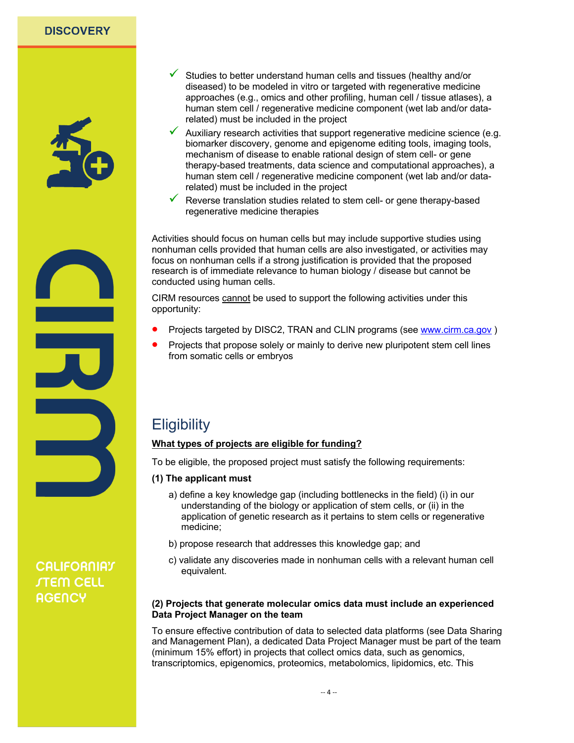- ✓ Studies to better understand human cells and tissues (healthy and/or diseased) to be modeled in vitro or targeted with regenerative medicine approaches (e.g., omics and other profiling, human cell / tissue atlases), a human stem cell / regenerative medicine component (wet lab and/or data-related) must be included in the project
- ✓ Auxiliary research activities that support regenerative medicine science (e.g. biomarker discovery, genome and epigenome editing tools, imaging tools, mechanism of disease to enable rational design of stem cell- or gene therapy-based treatments, data science and computational approaches), a human stem cell / regenerative medicine component (wet lab and/or data-related) must be included in the project
- ✓ Reverse translation studies related to stem cell- or gene therapy-based regenerative medicine therapies

Activities should focus on human cells but may include supportive studies using nonhuman cells provided that human cells are also investigated, or activities may focus on nonhuman cells if a strong justification is provided that the proposed research is of immediate relevance to human biology / disease but cannot be conducted using human cells.

CIRM resources cannot be used to support the following activities under this opportunity:

- Projects targeted by DISC2, TRAN and CLIN programs (see www.cirm.ca.gov )
- Projects that propose solely or mainly to derive new pluripotent stem cell lines from somatic cells or embryos

## Eligibility

**What types of projects are eligible for funding?**

To be eligible, the proposed project must satisfy the following requirements:

**(1) The applicant must**

a) define a key knowledge gap (including bottlenecks in the field) (i) in our understanding of the biology or application of stem cells, or (ii) in the application of genetic research as it pertains to stem cells or regenerative medicine;

b) propose research that addresses this knowledge gap; and

c) validate any discoveries made in nonhuman cells with a relevant human cell equivalent.

**(2) Projects that generate molecular omics data must include an experienced Data Project Manager on the team**

To ensure effective contribution of data to selected data platforms (see Data Sharing and Management Plan), a dedicated Data Project Manager must be part of the team (minimum 15% effort) in projects that collect omics data, such as genomics, transcriptomics, epigenomics, proteomics, metabolomics, lipidomics, etc. This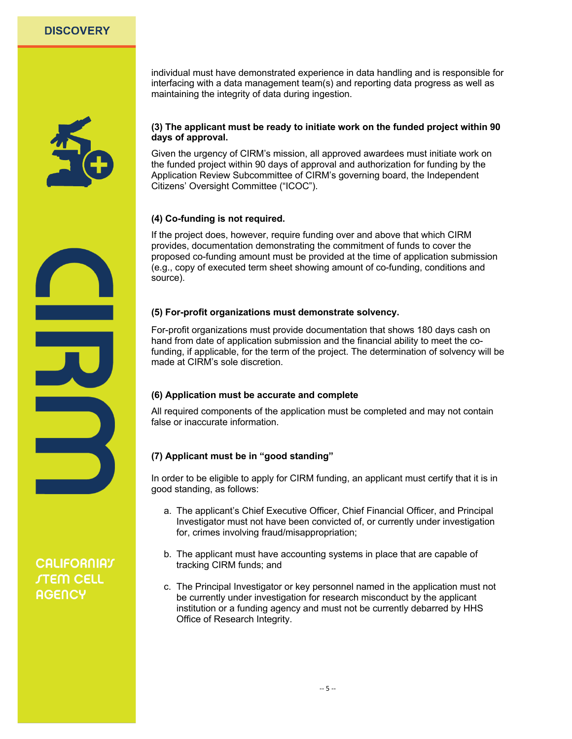individual must have demonstrated experience in data handling and is responsible for interfacing with a data management team(s) and reporting data progress as well as maintaining the integrity of data during ingestion.

**(3) The applicant must be ready to initiate work on the funded project within 90 days of approval.**

Given the urgency of CIRM's mission, all approved awardees must initiate work on the funded project within 90 days of approval and authorization for funding by the Application Review Subcommittee of CIRM's governing board, the Independent Citizens' Oversight Committee ("ICOC").

**(4) Co-funding is not required.**

If the project does, however, require funding over and above that which CIRM provides, documentation demonstrating the commitment of funds to cover the proposed co-funding amount must be provided at the time of application submission (e.g., copy of executed term sheet showing amount of co-funding, conditions and source).

**(5) For-profit organizations must demonstrate solvency.**

For-profit organizations must provide documentation that shows 180 days cash on hand from date of application submission and the financial ability to meet the co-funding, if applicable, for the term of the project. The determination of solvency will be made at CIRM's sole discretion.

**(6) Application must be accurate and complete**

All required components of the application must be completed and may not contain false or inaccurate information.

**(7) Applicant must be in "good standing"**

In order to be eligible to apply for CIRM funding, an applicant must certify that it is in good standing, as follows:

a. The applicant's Chief Executive Officer, Chief Financial Officer, and Principal Investigator must not have been convicted of, or currently under investigation for, crimes involving fraud/misappropriation;

b. The applicant must have accounting systems in place that are capable of tracking CIRM funds; and

c. The Principal Investigator or key personnel named in the application must not be currently under investigation for research misconduct by the applicant institution or a funding agency and must not be currently debarred by HHS Office of Research Integrity.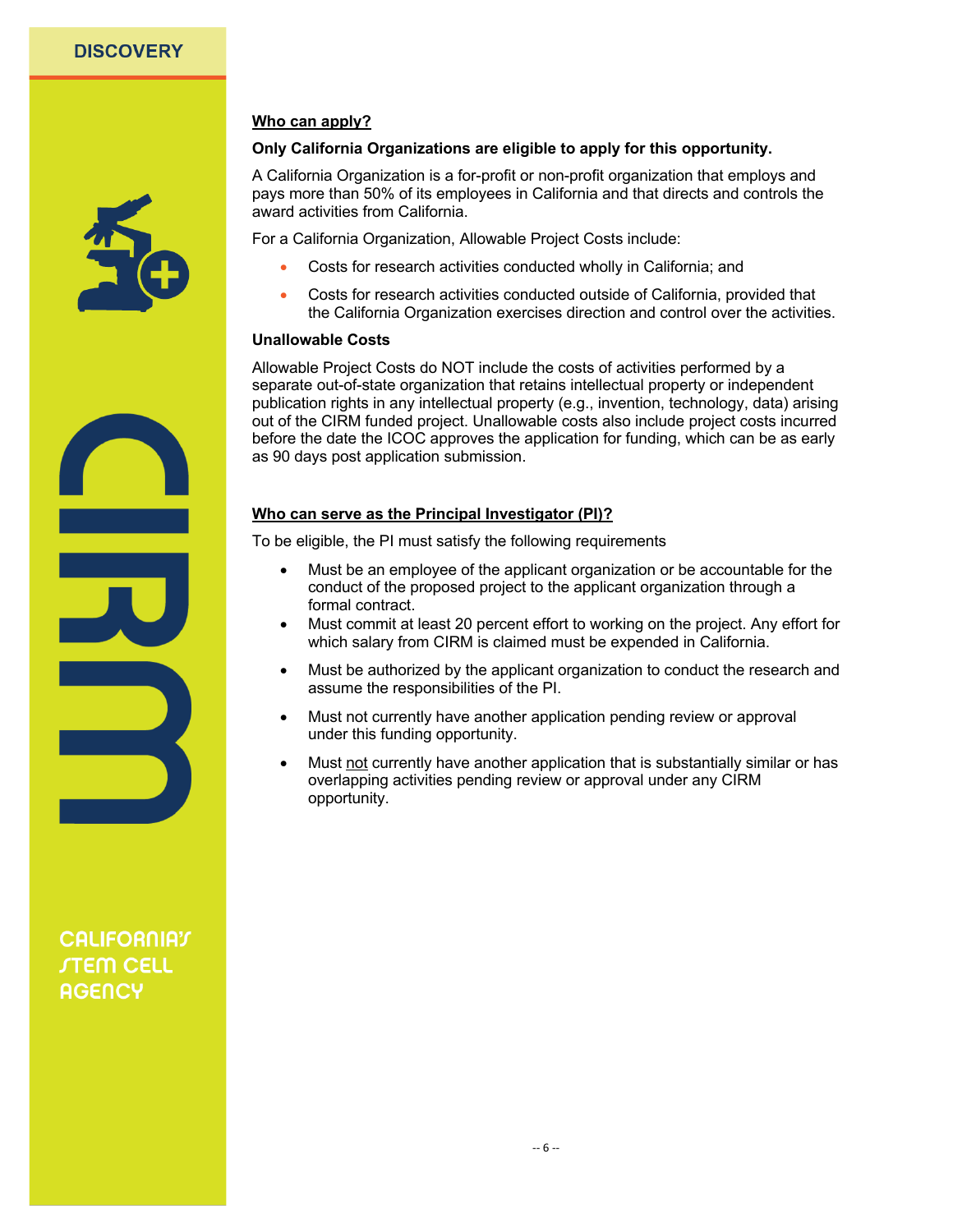## Who can apply?

**Only California Organizations are eligible to apply for this opportunity.**

A California Organization is a for-profit or non-profit organization that employs and pays more than 50% of its employees in California and that directs and controls the award activities from California.

For a California Organization, Allowable Project Costs include:

- Costs for research activities conducted wholly in California; and
- Costs for research activities conducted outside of California, provided that the California Organization exercises direction and control over the activities.

**Unallowable Costs**

Allowable Project Costs do NOT include the costs of activities performed by a separate out-of-state organization that retains intellectual property or independent publication rights in any intellectual property (e.g., invention, technology, data) arising out of the CIRM funded project. Unallowable costs also include project costs incurred before the date the ICOC approves the application for funding, which can be as early as 90 days post application submission.

## Who can serve as the Principal Investigator (PI)?

To be eligible, the PI must satisfy the following requirements

- Must be an employee of the applicant organization or be accountable for the conduct of the proposed project to the applicant organization through a formal contract.
- Must commit at least 20 percent effort to working on the project. Any effort for which salary from CIRM is claimed must be expended in California.
- Must be authorized by the applicant organization to conduct the research and assume the responsibilities of the PI.
- Must not currently have another application pending review or approval under this funding opportunity.
- Must not currently have another application that is substantially similar or has overlapping activities pending review or approval under any CIRM opportunity.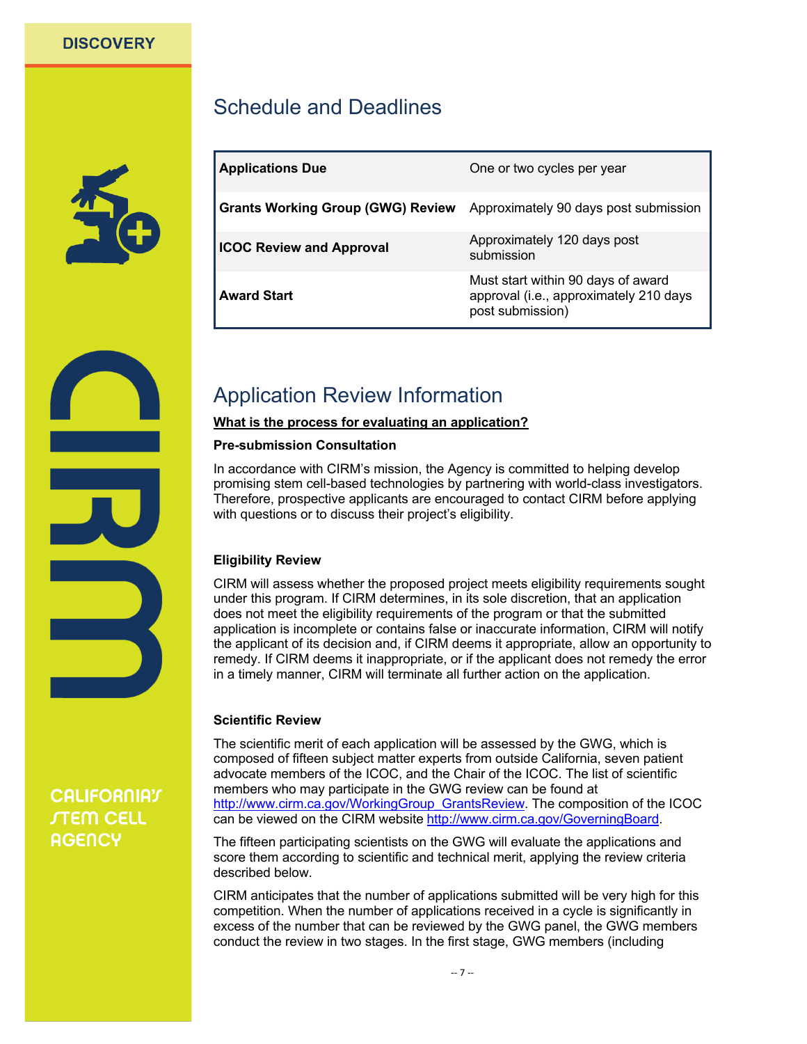## Schedule and Deadlines

| Applications Due | One or two cycles per year |
|---|---|
| **Grants Working Group (GWG) Review** | Approximately 90 days post submission |
| **ICOC Review and Approval** | Approximately 120 days post submission |
| **Award Start** | Must start within 90 days of award approval (i.e., approximately 210 days post submission) |

## Application Review Information

**What is the process for evaluating an application?**

**Pre-submission Consultation**

In accordance with CIRM's mission, the Agency is committed to helping develop promising stem cell-based technologies by partnering with world-class investigators. Therefore, prospective applicants are encouraged to contact CIRM before applying with questions or to discuss their project's eligibility.

**Eligibility Review**

CIRM will assess whether the proposed project meets eligibility requirements sought under this program. If CIRM determines, in its sole discretion, that an application does not meet the eligibility requirements of the program or that the submitted application is incomplete or contains false or inaccurate information, CIRM will notify the applicant of its decision and, if CIRM deems it appropriate, allow an opportunity to remedy. If CIRM deems it inappropriate, or if the applicant does not remedy the error in a timely manner, CIRM will terminate all further action on the application.

**Scientific Review**

The scientific merit of each application will be assessed by the GWG, which is composed of fifteen subject matter experts from outside California, seven patient advocate members of the ICOC, and the Chair of the ICOC. The list of scientific members who may participate in the GWG review can be found at http://www.cirm.ca.gov/WorkingGroup_GrantsReview. The composition of the ICOC can be viewed on the CIRM website http://www.cirm.ca.gov/GoverningBoard.

The fifteen participating scientists on the GWG will evaluate the applications and score them according to scientific and technical merit, applying the review criteria described below.

CIRM anticipates that the number of applications submitted will be very high for this competition. When the number of applications received in a cycle is significantly in excess of the number that can be reviewed by the GWG panel, the GWG members conduct the review in two stages. In the first stage, GWG members (including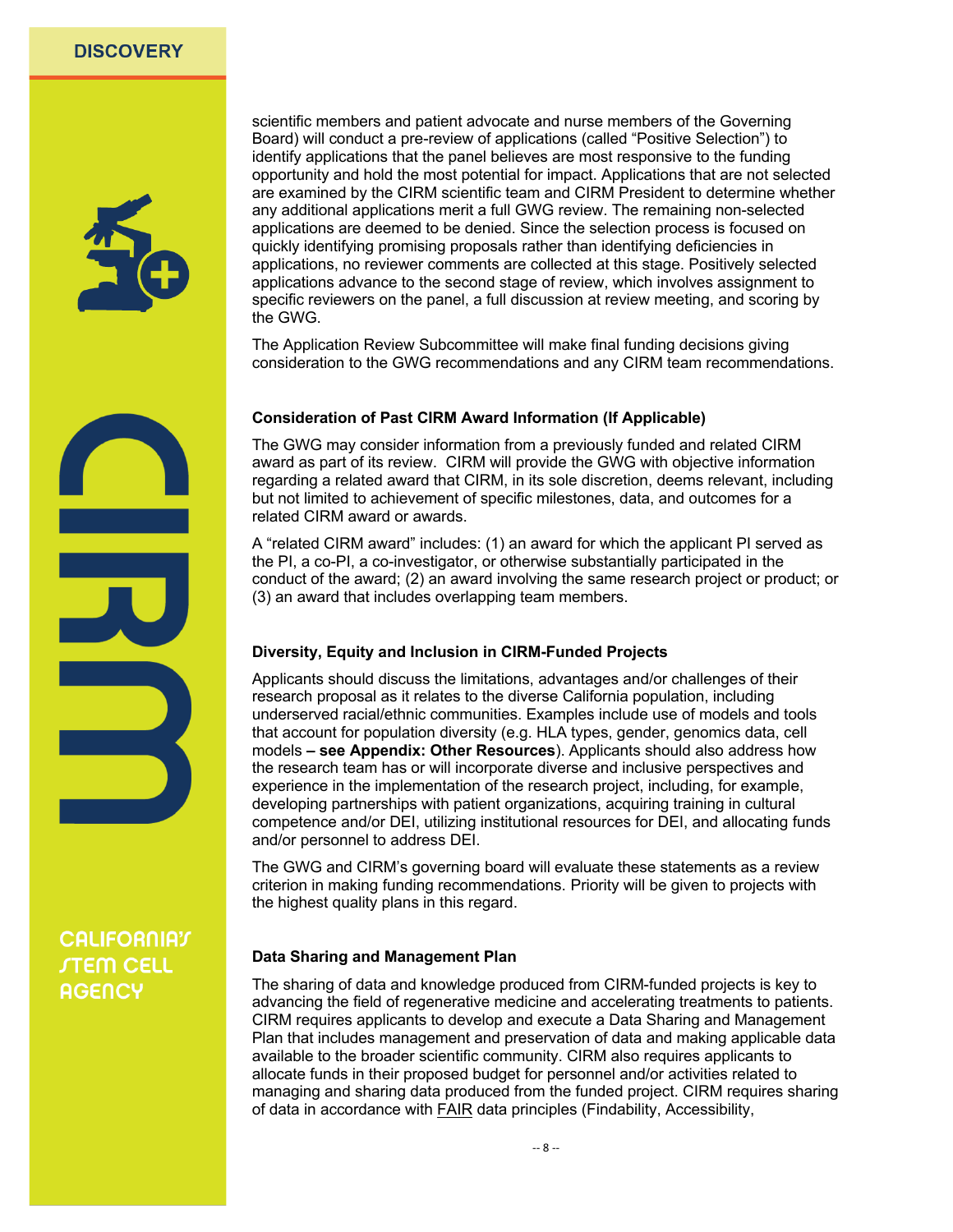scientific members and patient advocate and nurse members of the Governing Board) will conduct a pre-review of applications (called "Positive Selection") to identify applications that the panel believes are most responsive to the funding opportunity and hold the most potential for impact. Applications that are not selected are examined by the CIRM scientific team and CIRM President to determine whether any additional applications merit a full GWG review. The remaining non-selected applications are deemed to be denied. Since the selection process is focused on quickly identifying promising proposals rather than identifying deficiencies in applications, no reviewer comments are collected at this stage. Positively selected applications advance to the second stage of review, which involves assignment to specific reviewers on the panel, a full discussion at review meeting, and scoring by the GWG.

The Application Review Subcommittee will make final funding decisions giving consideration to the GWG recommendations and any CIRM team recommendations.

#### Consideration of Past CIRM Award Information (If Applicable)

The GWG may consider information from a previously funded and related CIRM award as part of its review. CIRM will provide the GWG with objective information regarding a related award that CIRM, in its sole discretion, deems relevant, including but not limited to achievement of specific milestones, data, and outcomes for a related CIRM award or awards.

A "related CIRM award" includes: (1) an award for which the applicant PI served as the PI, a co-PI, a co-investigator, or otherwise substantially participated in the conduct of the award; (2) an award involving the same research project or product; or (3) an award that includes overlapping team members.

#### Diversity, Equity and Inclusion in CIRM-Funded Projects

Applicants should discuss the limitations, advantages and/or challenges of their research proposal as it relates to the diverse California population, including underserved racial/ethnic communities. Examples include use of models and tools that account for population diversity (e.g. HLA types, gender, genomics data, cell models **– see Appendix: Other Resources**). Applicants should also address how the research team has or will incorporate diverse and inclusive perspectives and experience in the implementation of the research project, including, for example, developing partnerships with patient organizations, acquiring training in cultural competence and/or DEI, utilizing institutional resources for DEI, and allocating funds and/or personnel to address DEI.

The GWG and CIRM's governing board will evaluate these statements as a review criterion in making funding recommendations. Priority will be given to projects with the highest quality plans in this regard.

#### Data Sharing and Management Plan

The sharing of data and knowledge produced from CIRM-funded projects is key to advancing the field of regenerative medicine and accelerating treatments to patients. CIRM requires applicants to develop and execute a Data Sharing and Management Plan that includes management and preservation of data and making applicable data available to the broader scientific community. CIRM also requires applicants to allocate funds in their proposed budget for personnel and/or activities related to managing and sharing data produced from the funded project. CIRM requires sharing of data in accordance with FAIR data principles (Findability, Accessibility,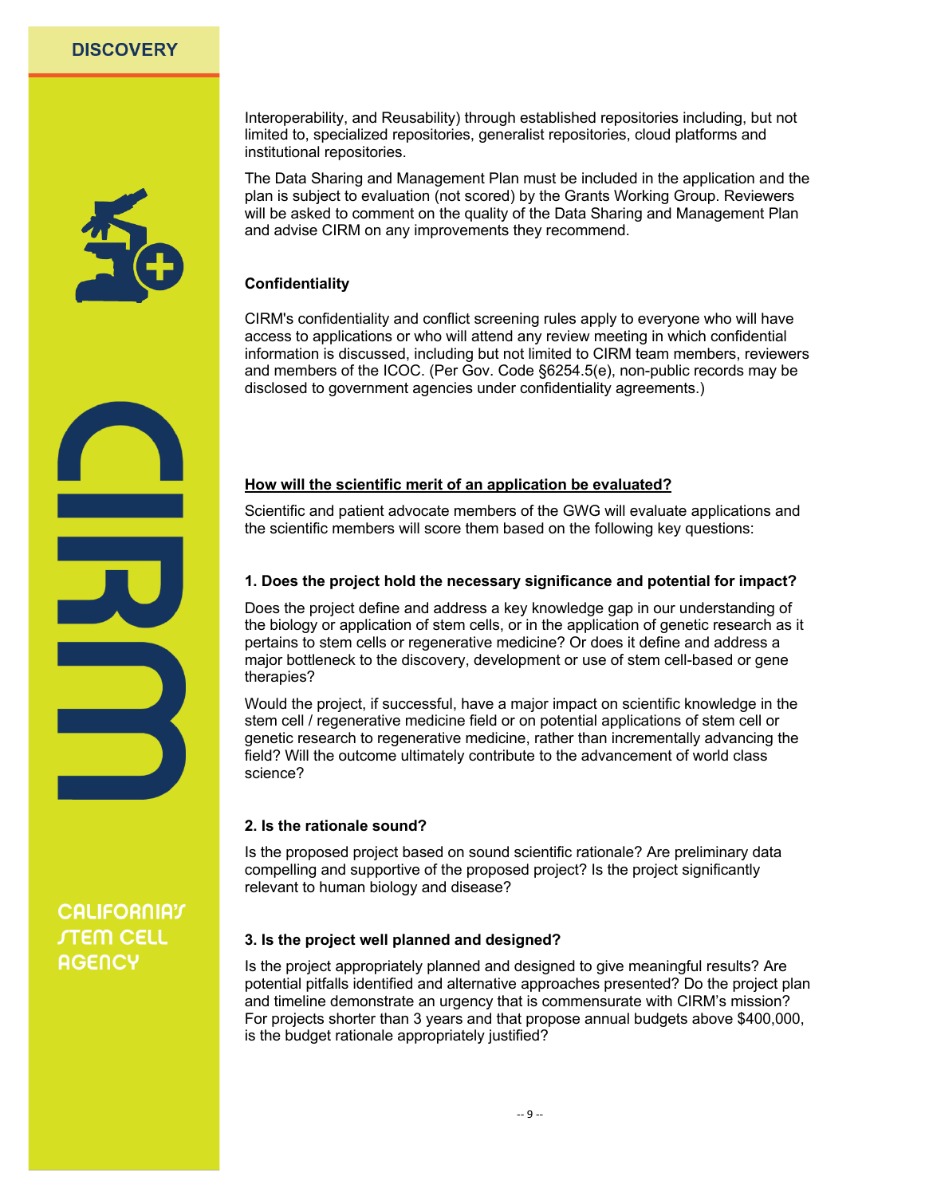Interoperability, and Reusability) through established repositories including, but not limited to, specialized repositories, generalist repositories, cloud platforms and institutional repositories.

The Data Sharing and Management Plan must be included in the application and the plan is subject to evaluation (not scored) by the Grants Working Group. Reviewers will be asked to comment on the quality of the Data Sharing and Management Plan and advise CIRM on any improvements they recommend.

**Confidentiality**

CIRM's confidentiality and conflict screening rules apply to everyone who will have access to applications or who will attend any review meeting in which confidential information is discussed, including but not limited to CIRM team members, reviewers and members of the ICOC. (Per Gov. Code §6254.5(e), non-public records may be disclosed to government agencies under confidentiality agreements.)

## How will the scientific merit of an application be evaluated?

Scientific and patient advocate members of the GWG will evaluate applications and the scientific members will score them based on the following key questions:

### 1. Does the project hold the necessary significance and potential for impact?

Does the project define and address a key knowledge gap in our understanding of the biology or application of stem cells, or in the application of genetic research as it pertains to stem cells or regenerative medicine? Or does it define and address a major bottleneck to the discovery, development or use of stem cell-based or gene therapies?

Would the project, if successful, have a major impact on scientific knowledge in the stem cell / regenerative medicine field or on potential applications of stem cell or genetic research to regenerative medicine, rather than incrementally advancing the field? Will the outcome ultimately contribute to the advancement of world class science?

### 2. Is the rationale sound?

Is the proposed project based on sound scientific rationale? Are preliminary data compelling and supportive of the proposed project? Is the project significantly relevant to human biology and disease?

### 3. Is the project well planned and designed?

Is the project appropriately planned and designed to give meaningful results? Are potential pitfalls identified and alternative approaches presented? Do the project plan and timeline demonstrate an urgency that is commensurate with CIRM's mission? For projects shorter than 3 years and that propose annual budgets above $400,000, is the budget rationale appropriately justified?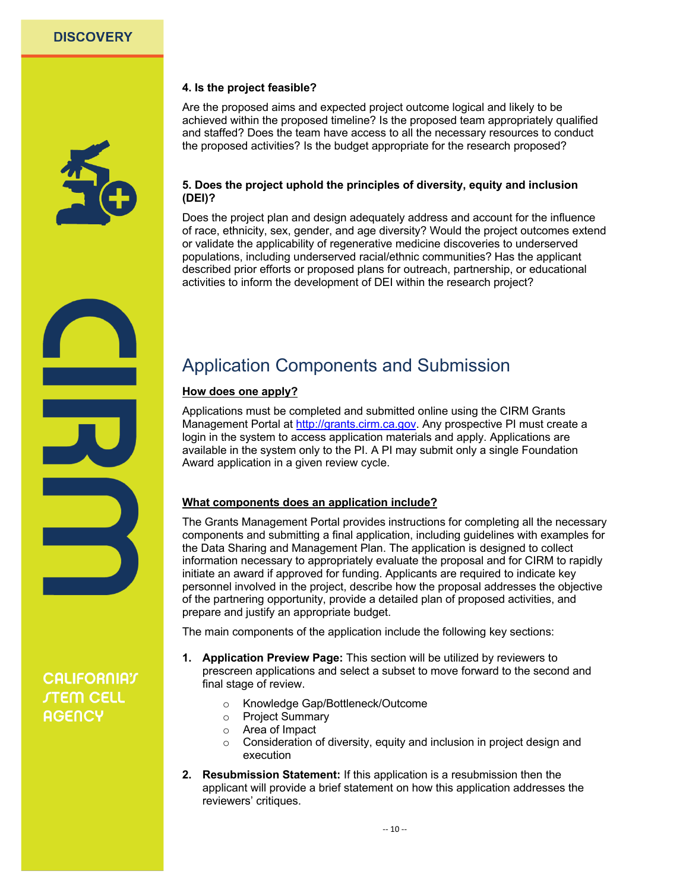**4. Is the project feasible?**

Are the proposed aims and expected project outcome logical and likely to be achieved within the proposed timeline? Is the proposed team appropriately qualified and staffed? Does the team have access to all the necessary resources to conduct the proposed activities? Is the budget appropriate for the research proposed?

**5. Does the project uphold the principles of diversity, equity and inclusion (DEI)?**

Does the project plan and design adequately address and account for the influence of race, ethnicity, sex, gender, and age diversity? Would the project outcomes extend or validate the applicability of regenerative medicine discoveries to underserved populations, including underserved racial/ethnic communities? Has the applicant described prior efforts or proposed plans for outreach, partnership, or educational activities to inform the development of DEI within the research project?

# Application Components and Submission

**How does one apply?**

Applications must be completed and submitted online using the CIRM Grants Management Portal at http://grants.cirm.ca.gov. Any prospective PI must create a login in the system to access application materials and apply. Applications are available in the system only to the PI. A PI may submit only a single Foundation Award application in a given review cycle.

**What components does an application include?**

The Grants Management Portal provides instructions for completing all the necessary components and submitting a final application, including guidelines with examples for the Data Sharing and Management Plan. The application is designed to collect information necessary to appropriately evaluate the proposal and for CIRM to rapidly initiate an award if approved for funding. Applicants are required to indicate key personnel involved in the project, describe how the proposal addresses the objective of the partnering opportunity, provide a detailed plan of proposed activities, and prepare and justify an appropriate budget.

The main components of the application include the following key sections:

1. **Application Preview Page:** This section will be utilized by reviewers to prescreen applications and select a subset to move forward to the second and final stage of review.
   - Knowledge Gap/Bottleneck/Outcome
   - Project Summary
   - Area of Impact
   - Consideration of diversity, equity and inclusion in project design and execution
2. **Resubmission Statement:** If this application is a resubmission then the applicant will provide a brief statement on how this application addresses the reviewers' critiques.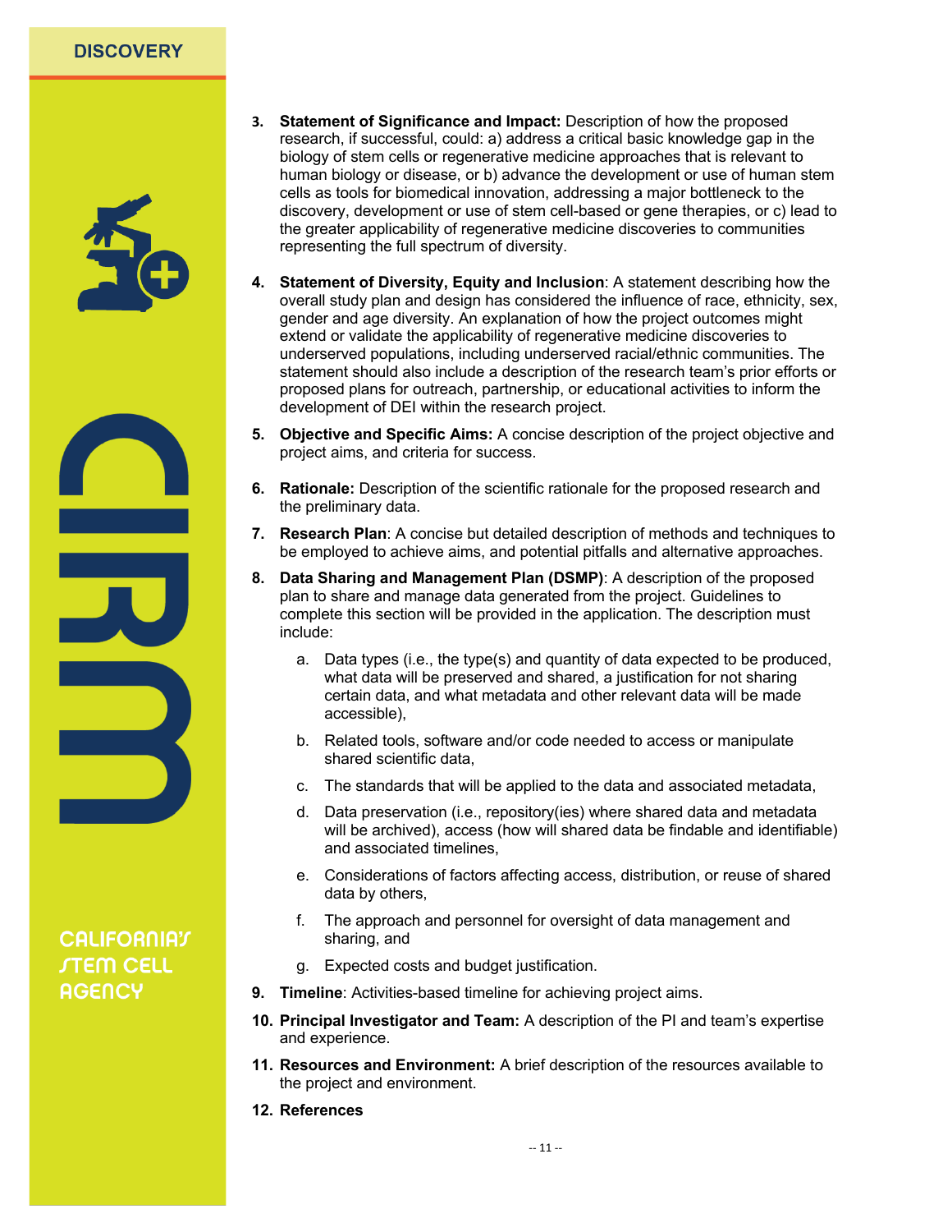3. **Statement of Significance and Impact:** Description of how the proposed research, if successful, could: a) address a critical basic knowledge gap in the biology of stem cells or regenerative medicine approaches that is relevant to human biology or disease, or b) advance the development or use of human stem cells as tools for biomedical innovation, addressing a major bottleneck to the discovery, development or use of stem cell-based or gene therapies, or c) lead to the greater applicability of regenerative medicine discoveries to communities representing the full spectrum of diversity.

4. **Statement of Diversity, Equity and Inclusion**: A statement describing how the overall study plan and design has considered the influence of race, ethnicity, sex, gender and age diversity. An explanation of how the project outcomes might extend or validate the applicability of regenerative medicine discoveries to underserved populations, including underserved racial/ethnic communities. The statement should also include a description of the research team's prior efforts or proposed plans for outreach, partnership, or educational activities to inform the development of DEI within the research project.

5. **Objective and Specific Aims:** A concise description of the project objective and project aims, and criteria for success.

6. **Rationale:** Description of the scientific rationale for the proposed research and the preliminary data.

7. **Research Plan**: A concise but detailed description of methods and techniques to be employed to achieve aims, and potential pitfalls and alternative approaches.

8. **Data Sharing and Management Plan (DSMP)**: A description of the proposed plan to share and manage data generated from the project. Guidelines to complete this section will be provided in the application. The description must include:

   a. Data types (i.e., the type(s) and quantity of data expected to be produced, what data will be preserved and shared, a justification for not sharing certain data, and what metadata and other relevant data will be made accessible),

   b. Related tools, software and/or code needed to access or manipulate shared scientific data,

   c. The standards that will be applied to the data and associated metadata,

   d. Data preservation (i.e., repository(ies) where shared data and metadata will be archived), access (how will shared data be findable and identifiable) and associated timelines,

   e. Considerations of factors affecting access, distribution, or reuse of shared data by others,

   f. The approach and personnel for oversight of data management and sharing, and

   g. Expected costs and budget justification.

9. **Timeline**: Activities-based timeline for achieving project aims.

10. **Principal Investigator and Team:** A description of the PI and team's expertise and experience.

11. **Resources and Environment:** A brief description of the resources available to the project and environment.

12. **References**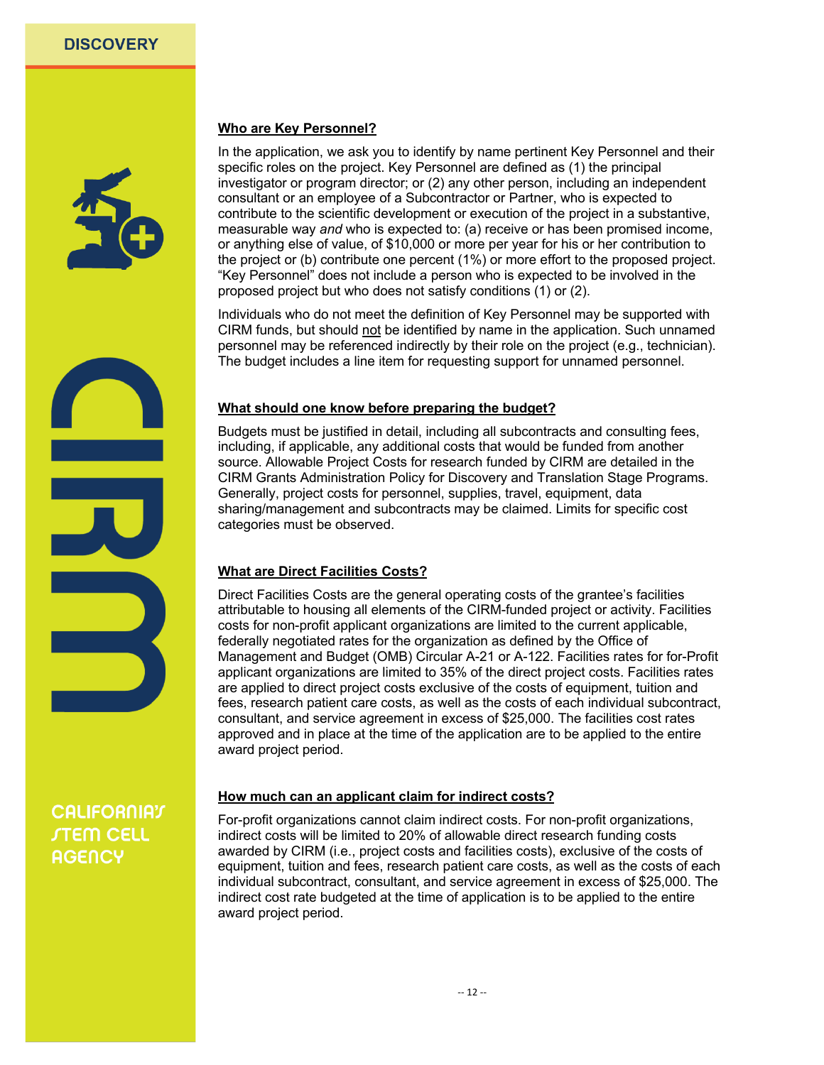### Who are Key Personnel?

In the application, we ask you to identify by name pertinent Key Personnel and their specific roles on the project. Key Personnel are defined as (1) the principal investigator or program director; or (2) any other person, including an independent consultant or an employee of a Subcontractor or Partner, who is expected to contribute to the scientific development or execution of the project in a substantive, measurable way *and* who is expected to: (a) receive or has been promised income, or anything else of value, of $10,000 or more per year for his or her contribution to the project or (b) contribute one percent (1%) or more effort to the proposed project. "Key Personnel" does not include a person who is expected to be involved in the proposed project but who does not satisfy conditions (1) or (2).

Individuals who do not meet the definition of Key Personnel may be supported with CIRM funds, but should not be identified by name in the application. Such unnamed personnel may be referenced indirectly by their role on the project (e.g., technician). The budget includes a line item for requesting support for unnamed personnel.

### What should one know before preparing the budget?

Budgets must be justified in detail, including all subcontracts and consulting fees, including, if applicable, any additional costs that would be funded from another source. Allowable Project Costs for research funded by CIRM are detailed in the CIRM Grants Administration Policy for Discovery and Translation Stage Programs. Generally, project costs for personnel, supplies, travel, equipment, data sharing/management and subcontracts may be claimed. Limits for specific cost categories must be observed.

### What are Direct Facilities Costs?

Direct Facilities Costs are the general operating costs of the grantee's facilities attributable to housing all elements of the CIRM-funded project or activity. Facilities costs for non-profit applicant organizations are limited to the current applicable, federally negotiated rates for the organization as defined by the Office of Management and Budget (OMB) Circular A-21 or A-122. Facilities rates for for-Profit applicant organizations are limited to 35% of the direct project costs. Facilities rates are applied to direct project costs exclusive of the costs of equipment, tuition and fees, research patient care costs, as well as the costs of each individual subcontract, consultant, and service agreement in excess of $25,000. The facilities cost rates approved and in place at the time of the application are to be applied to the entire award project period.

### How much can an applicant claim for indirect costs?

For-profit organizations cannot claim indirect costs. For non-profit organizations, indirect costs will be limited to 20% of allowable direct research funding costs awarded by CIRM (i.e., project costs and facilities costs), exclusive of the costs of equipment, tuition and fees, research patient care costs, as well as the costs of each individual subcontract, consultant, and service agreement in excess of $25,000. The indirect cost rate budgeted at the time of application is to be applied to the entire award project period.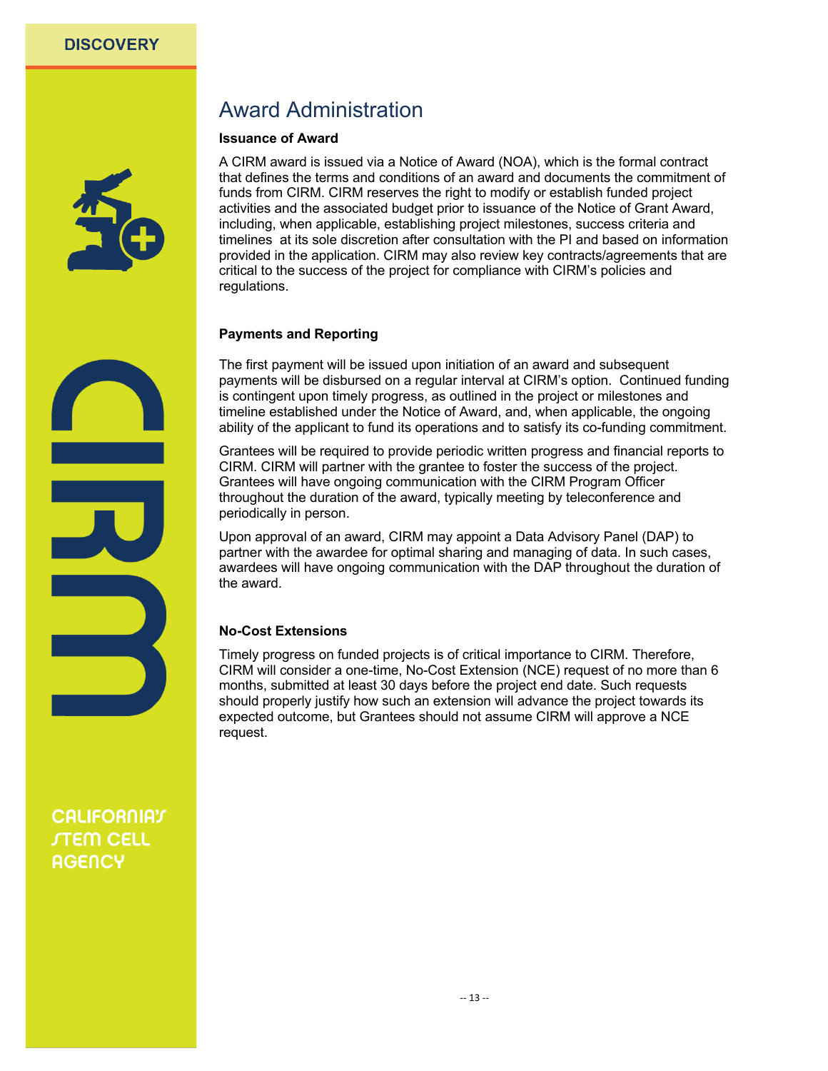## Award Administration

### Issuance of Award

A CIRM award is issued via a Notice of Award (NOA), which is the formal contract that defines the terms and conditions of an award and documents the commitment of funds from CIRM. CIRM reserves the right to modify or establish funded project activities and the associated budget prior to issuance of the Notice of Grant Award, including, when applicable, establishing project milestones, success criteria and timelines at its sole discretion after consultation with the PI and based on information provided in the application. CIRM may also review key contracts/agreements that are critical to the success of the project for compliance with CIRM's policies and regulations.

### Payments and Reporting

The first payment will be issued upon initiation of an award and subsequent payments will be disbursed on a regular interval at CIRM's option. Continued funding is contingent upon timely progress, as outlined in the project or milestones and timeline established under the Notice of Award, and, when applicable, the ongoing ability of the applicant to fund its operations and to satisfy its co-funding commitment.

Grantees will be required to provide periodic written progress and financial reports to CIRM. CIRM will partner with the grantee to foster the success of the project. Grantees will have ongoing communication with the CIRM Program Officer throughout the duration of the award, typically meeting by teleconference and periodically in person.

Upon approval of an award, CIRM may appoint a Data Advisory Panel (DAP) to partner with the awardee for optimal sharing and managing of data. In such cases, awardees will have ongoing communication with the DAP throughout the duration of the award.

### No-Cost Extensions

Timely progress on funded projects is of critical importance to CIRM. Therefore, CIRM will consider a one-time, No-Cost Extension (NCE) request of no more than 6 months, submitted at least 30 days before the project end date. Such requests should properly justify how such an extension will advance the project towards its expected outcome, but Grantees should not assume CIRM will approve a NCE request.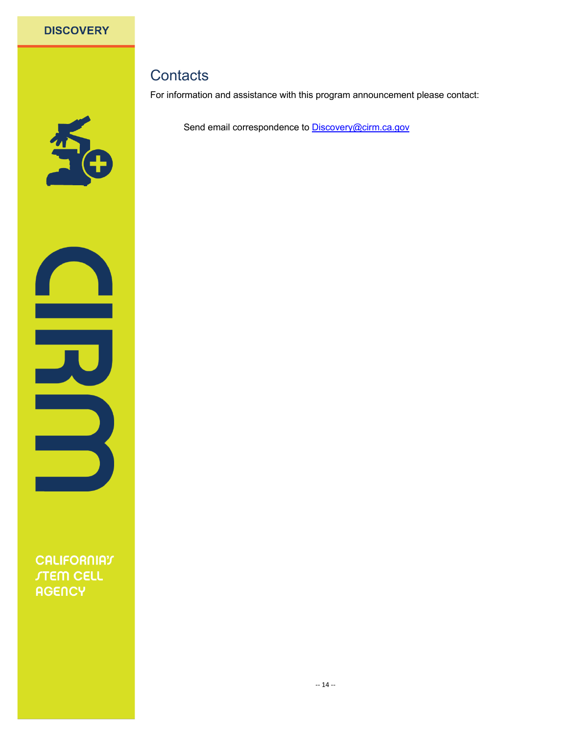## Contacts

For information and assistance with this program announcement please contact:

Send email correspondence to Discovery@cirm.ca.gov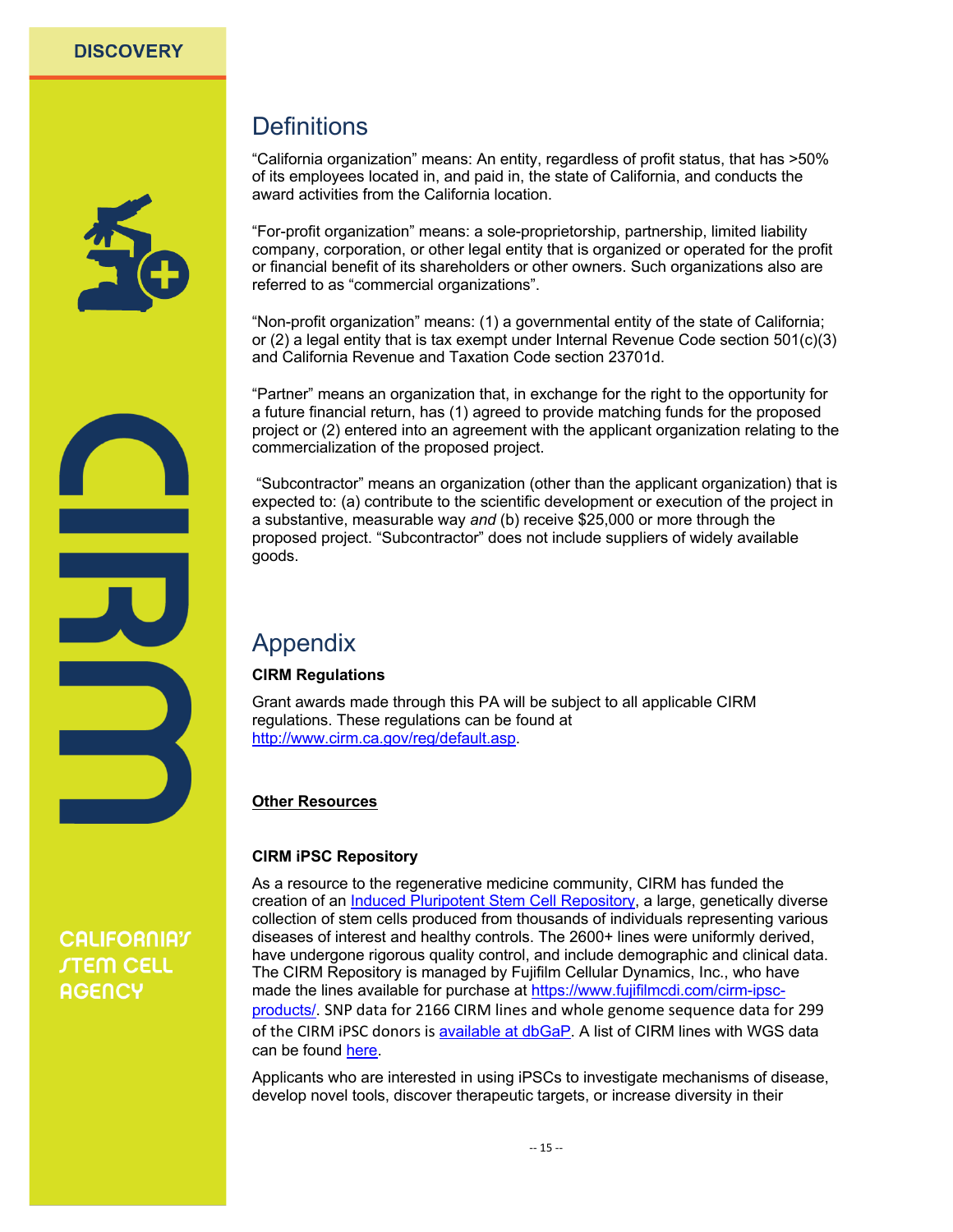## Definitions

"California organization" means: An entity, regardless of profit status, that has >50% of its employees located in, and paid in, the state of California, and conducts the award activities from the California location.

"For-profit organization" means: a sole-proprietorship, partnership, limited liability company, corporation, or other legal entity that is organized or operated for the profit or financial benefit of its shareholders or other owners. Such organizations also are referred to as "commercial organizations".

"Non-profit organization" means: (1) a governmental entity of the state of California; or (2) a legal entity that is tax exempt under Internal Revenue Code section 501(c)(3) and California Revenue and Taxation Code section 23701d.

"Partner" means an organization that, in exchange for the right to the opportunity for a future financial return, has (1) agreed to provide matching funds for the proposed project or (2) entered into an agreement with the applicant organization relating to the commercialization of the proposed project.

"Subcontractor" means an organization (other than the applicant organization) that is expected to: (a) contribute to the scientific development or execution of the project in a substantive, measurable way *and* (b) receive $25,000 or more through the proposed project. "Subcontractor" does not include suppliers of widely available goods.

## Appendix

**CIRM Regulations**

Grant awards made through this PA will be subject to all applicable CIRM regulations. These regulations can be found at http://www.cirm.ca.gov/reg/default.asp.

**Other Resources**

**CIRM iPSC Repository**

As a resource to the regenerative medicine community, CIRM has funded the creation of an Induced Pluripotent Stem Cell Repository, a large, genetically diverse collection of stem cells produced from thousands of individuals representing various diseases of interest and healthy controls. The 2600+ lines were uniformly derived, have undergone rigorous quality control, and include demographic and clinical data. The CIRM Repository is managed by Fujifilm Cellular Dynamics, Inc., who have made the lines available for purchase at https://www.fujifilmcdi.com/cirm-ipsc-products/. SNP data for 2166 CIRM lines and whole genome sequence data for 299 of the CIRM iPSC donors is available at dbGaP. A list of CIRM lines with WGS data can be found here.

Applicants who are interested in using iPSCs to investigate mechanisms of disease, develop novel tools, discover therapeutic targets, or increase diversity in their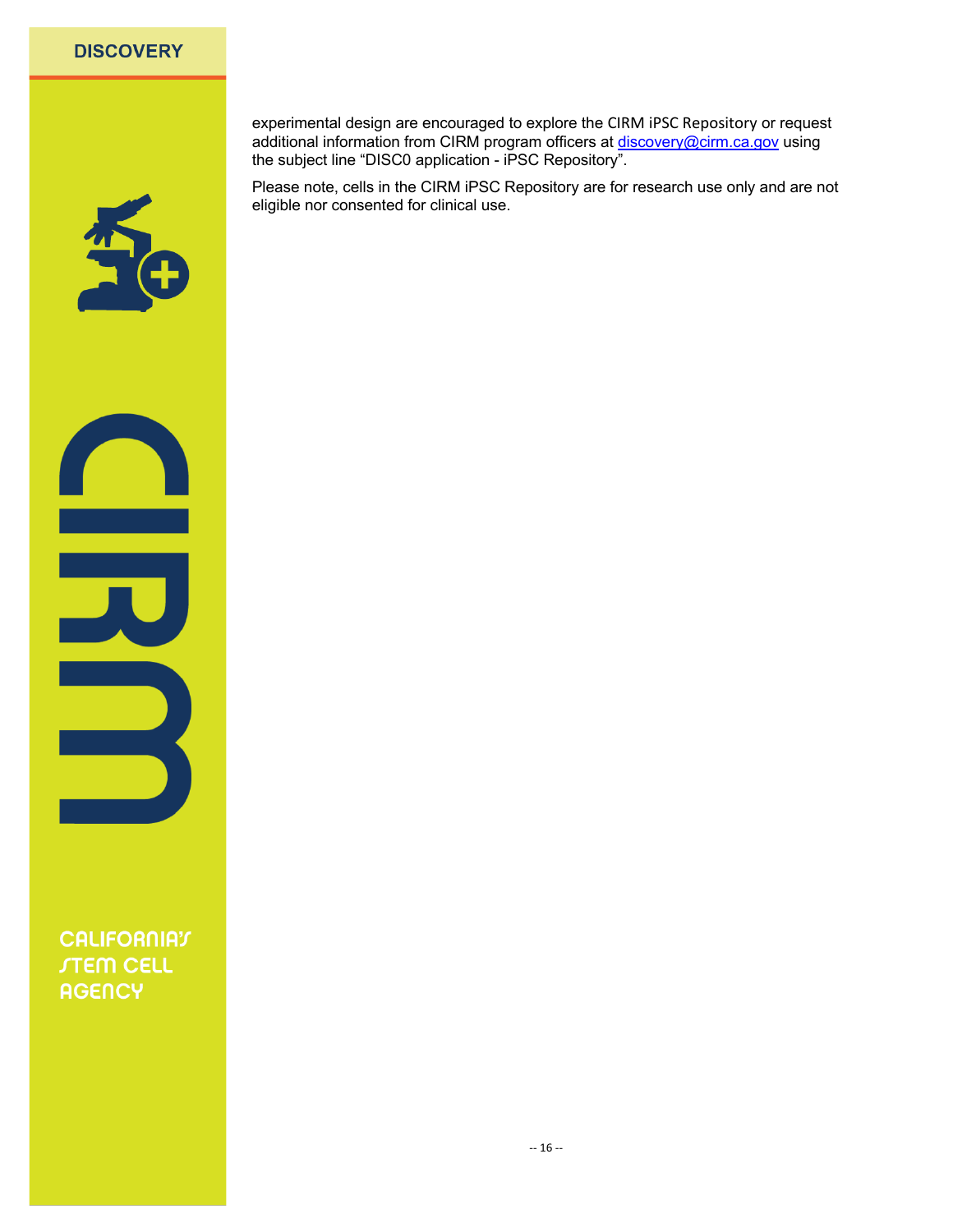experimental design are encouraged to explore the CIRM iPSC Repository or request additional information from CIRM program officers at discovery@cirm.ca.gov using the subject line “DISC0 application - iPSC Repository”.

Please note, cells in the CIRM iPSC Repository are for research use only and are not eligible nor consented for clinical use.